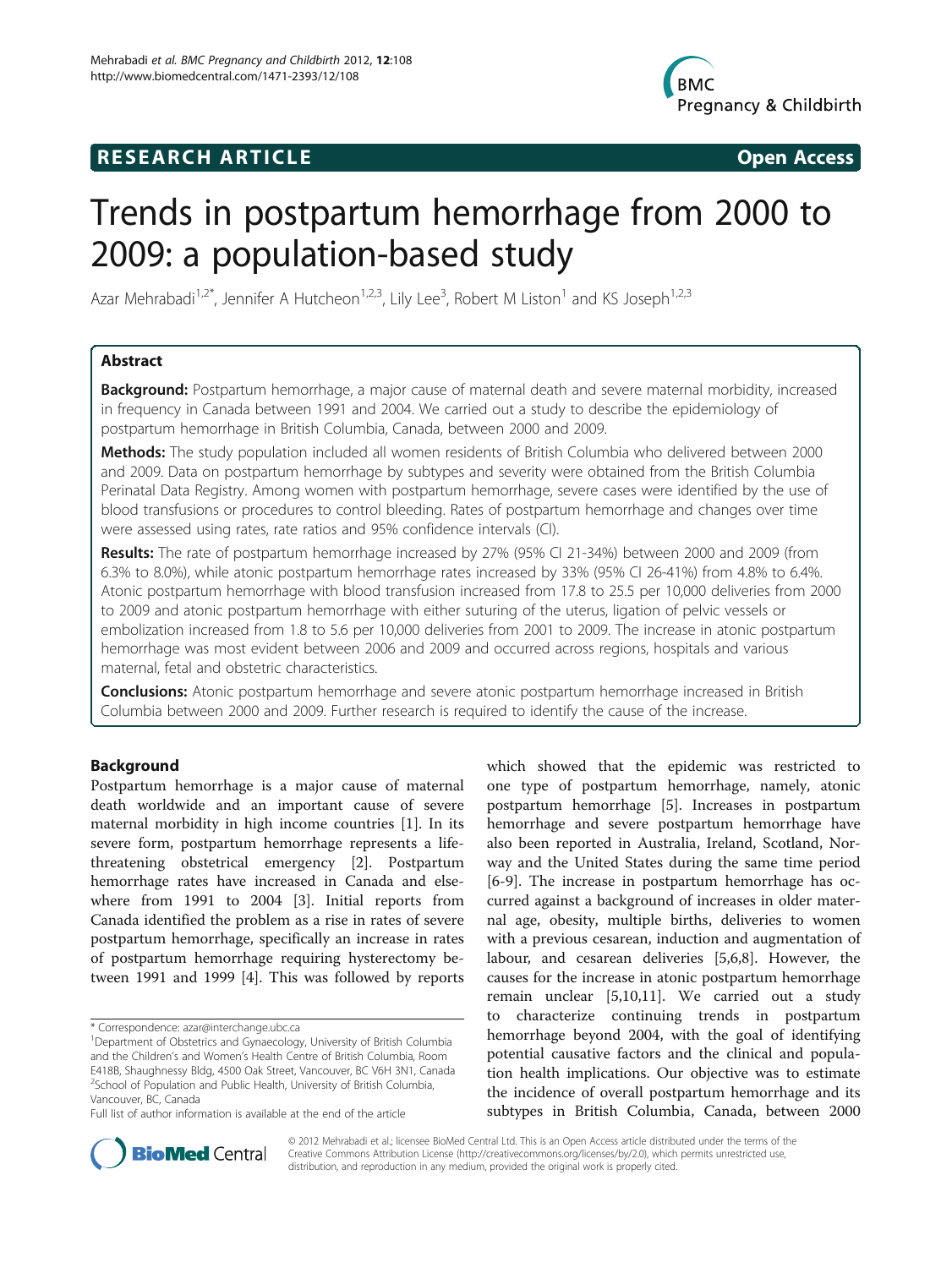RESEARCH ARTICLE **Open Access**

# Trends in postpartum hemorrhage from 2000 to 2009: a population-based study

Azar Mehrabadi[1,2*], Jennifer A Hutcheon[1,2,3], Lily Lee[3], Robert M Liston[1] and KS Joseph[1,2,3]

## Abstract

**Background:** Postpartum hemorrhage, a major cause of maternal death and severe maternal morbidity, increased in frequency in Canada between 1991 and 2004. We carried out a study to describe the epidemiology of postpartum hemorrhage in British Columbia, Canada, between 2000 and 2009.

**Methods:** The study population included all women residents of British Columbia who delivered between 2000 and 2009. Data on postpartum hemorrhage by subtypes and severity were obtained from the British Columbia Perinatal Data Registry. Among women with postpartum hemorrhage, severe cases were identified by the use of blood transfusions or procedures to control bleeding. Rates of postpartum hemorrhage and changes over time were assessed using rates, rate ratios and 95% confidence intervals (CI).

**Results:** The rate of postpartum hemorrhage increased by 27% (95% CI 21-34%) between 2000 and 2009 (from 6.3% to 8.0%), while atonic postpartum hemorrhage rates increased by 33% (95% CI 26-41%) from 4.8% to 6.4%. Atonic postpartum hemorrhage with blood transfusion increased from 17.8 to 25.5 per 10,000 deliveries from 2000 to 2009 and atonic postpartum hemorrhage with either suturing of the uterus, ligation of pelvic vessels or embolization increased from 1.8 to 5.6 per 10,000 deliveries from 2001 to 2009. The increase in atonic postpartum hemorrhage was most evident between 2006 and 2009 and occurred across regions, hospitals and various maternal, fetal and obstetric characteristics.

**Conclusions:** Atonic postpartum hemorrhage and severe atonic postpartum hemorrhage increased in British Columbia between 2000 and 2009. Further research is required to identify the cause of the increase.

## Background

Postpartum hemorrhage is a major cause of maternal death worldwide and an important cause of severe maternal morbidity in high income countries [1]. In its severe form, postpartum hemorrhage represents a life-threatening obstetrical emergency [2]. Postpartum hemorrhage rates have increased in Canada and elsewhere from 1991 to 2004 [3]. Initial reports from Canada identified the problem as a rise in rates of severe postpartum hemorrhage, specifically an increase in rates of postpartum hemorrhage requiring hysterectomy between 1991 and 1999 [4]. This was followed by reports which showed that the epidemic was restricted to one type of postpartum hemorrhage, namely, atonic postpartum hemorrhage [5]. Increases in postpartum hemorrhage and severe postpartum hemorrhage have also been reported in Australia, Ireland, Scotland, Norway and the United States during the same time period [6-9]. The increase in postpartum hemorrhage has occurred against a background of increases in older maternal age, obesity, multiple births, deliveries to women with a previous cesarean, induction and augmentation of labour, and cesarean deliveries [5,6,8]. However, the causes for the increase in atonic postpartum hemorrhage remain unclear [5,10,11]. We carried out a study to characterize continuing trends in postpartum hemorrhage beyond 2004, with the goal of identifying potential causative factors and the clinical and population health implications. Our objective was to estimate the incidence of overall postpartum hemorrhage and its subtypes in British Columbia, Canada, between 2000

\* Correspondence: azar@interchange.ubc.ca
[1]Department of Obstetrics and Gynaecology, University of British Columbia and the Children's and Women's Health Centre of British Columbia, Room E418B, Shaughnessy Bldg, 4500 Oak Street, Vancouver, BC V6H 3N1, Canada
[2]School of Population and Public Health, University of British Columbia, Vancouver, BC, Canada
Full list of author information is available at the end of the article

© 2012 Mehrabadi et al.; licensee BioMed Central Ltd. This is an Open Access article distributed under the terms of the Creative Commons Attribution License (http://creativecommons.org/licenses/by/2.0), which permits unrestricted use, distribution, and reproduction in any medium, provided the original work is properly cited.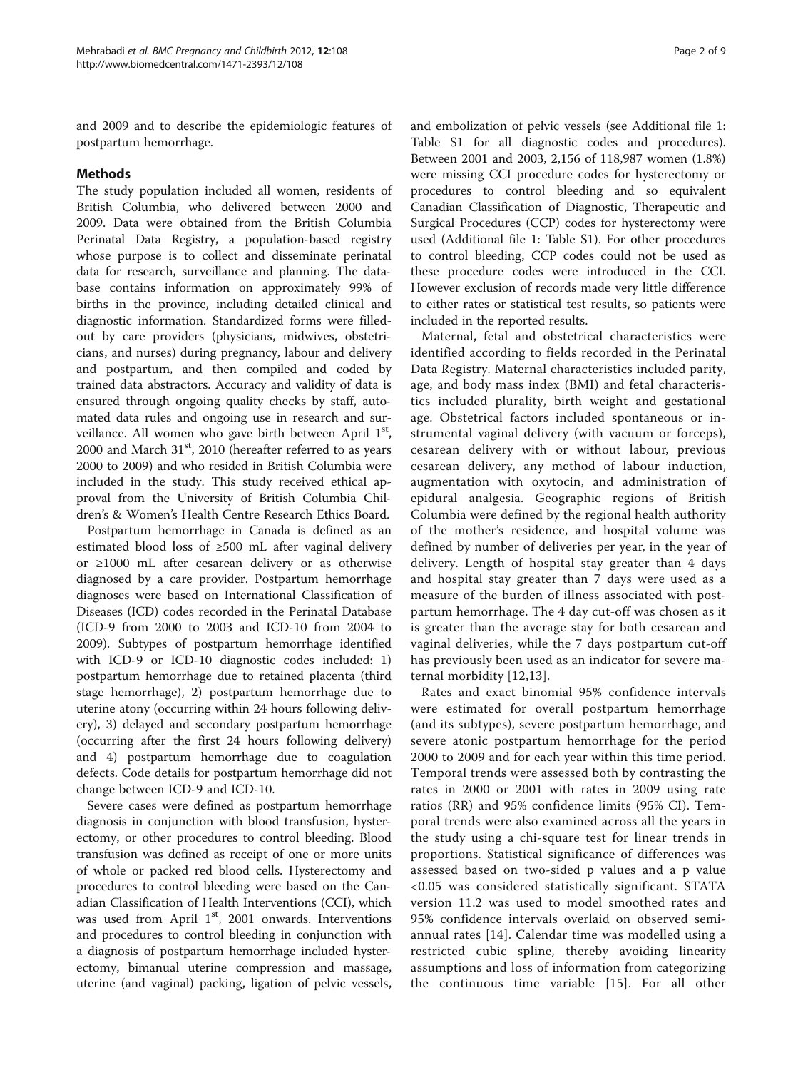and 2009 and to describe the epidemiologic features of postpartum hemorrhage.

## Methods

The study population included all women, residents of British Columbia, who delivered between 2000 and 2009. Data were obtained from the British Columbia Perinatal Data Registry, a population-based registry whose purpose is to collect and disseminate perinatal data for research, surveillance and planning. The database contains information on approximately 99% of births in the province, including detailed clinical and diagnostic information. Standardized forms were filled-out by care providers (physicians, midwives, obstetricians, and nurses) during pregnancy, labour and delivery and postpartum, and then compiled and coded by trained data abstractors. Accuracy and validity of data is ensured through ongoing quality checks by staff, automated data rules and ongoing use in research and surveillance. All women who gave birth between April 1st, 2000 and March 31st, 2010 (hereafter referred to as years 2000 to 2009) and who resided in British Columbia were included in the study. This study received ethical approval from the University of British Columbia Children's & Women's Health Centre Research Ethics Board.

Postpartum hemorrhage in Canada is defined as an estimated blood loss of ≥500 mL after vaginal delivery or ≥1000 mL after cesarean delivery or as otherwise diagnosed by a care provider. Postpartum hemorrhage diagnoses were based on International Classification of Diseases (ICD) codes recorded in the Perinatal Database (ICD-9 from 2000 to 2003 and ICD-10 from 2004 to 2009). Subtypes of postpartum hemorrhage identified with ICD-9 or ICD-10 diagnostic codes included: 1) postpartum hemorrhage due to retained placenta (third stage hemorrhage), 2) postpartum hemorrhage due to uterine atony (occurring within 24 hours following delivery), 3) delayed and secondary postpartum hemorrhage (occurring after the first 24 hours following delivery) and 4) postpartum hemorrhage due to coagulation defects. Code details for postpartum hemorrhage did not change between ICD-9 and ICD-10.

Severe cases were defined as postpartum hemorrhage diagnosis in conjunction with blood transfusion, hysterectomy, or other procedures to control bleeding. Blood transfusion was defined as receipt of one or more units of whole or packed red blood cells. Hysterectomy and procedures to control bleeding were based on the Canadian Classification of Health Interventions (CCI), which was used from April 1st, 2001 onwards. Interventions and procedures to control bleeding in conjunction with a diagnosis of postpartum hemorrhage included hysterectomy, bimanual uterine compression and massage, uterine (and vaginal) packing, ligation of pelvic vessels, and embolization of pelvic vessels (see Additional file 1: Table S1 for all diagnostic codes and procedures). Between 2001 and 2003, 2,156 of 118,987 women (1.8%) were missing CCI procedure codes for hysterectomy or procedures to control bleeding and so equivalent Canadian Classification of Diagnostic, Therapeutic and Surgical Procedures (CCP) codes for hysterectomy were used (Additional file 1: Table S1). For other procedures to control bleeding, CCP codes could not be used as these procedure codes were introduced in the CCI. However exclusion of records made very little difference to either rates or statistical test results, so patients were included in the reported results.

Maternal, fetal and obstetrical characteristics were identified according to fields recorded in the Perinatal Data Registry. Maternal characteristics included parity, age, and body mass index (BMI) and fetal characteristics included plurality, birth weight and gestational age. Obstetrical factors included spontaneous or instrumental vaginal delivery (with vacuum or forceps), cesarean delivery with or without labour, previous cesarean delivery, any method of labour induction, augmentation with oxytocin, and administration of epidural analgesia. Geographic regions of British Columbia were defined by the regional health authority of the mother's residence, and hospital volume was defined by number of deliveries per year, in the year of delivery. Length of hospital stay greater than 4 days and hospital stay greater than 7 days were used as a measure of the burden of illness associated with postpartum hemorrhage. The 4 day cut-off was chosen as it is greater than the average stay for both cesarean and vaginal deliveries, while the 7 days postpartum cut-off has previously been used as an indicator for severe maternal morbidity [12,13].

Rates and exact binomial 95% confidence intervals were estimated for overall postpartum hemorrhage (and its subtypes), severe postpartum hemorrhage, and severe atonic postpartum hemorrhage for the period 2000 to 2009 and for each year within this time period. Temporal trends were assessed both by contrasting the rates in 2000 or 2001 with rates in 2009 using rate ratios (RR) and 95% confidence limits (95% CI). Temporal trends were also examined across all the years in the study using a chi-square test for linear trends in proportions. Statistical significance of differences was assessed based on two-sided p values and a p value <0.05 was considered statistically significant. STATA version 11.2 was used to model smoothed rates and 95% confidence intervals overlaid on observed semi-annual rates [14]. Calendar time was modelled using a restricted cubic spline, thereby avoiding linearity assumptions and loss of information from categorizing the continuous time variable [15]. For all other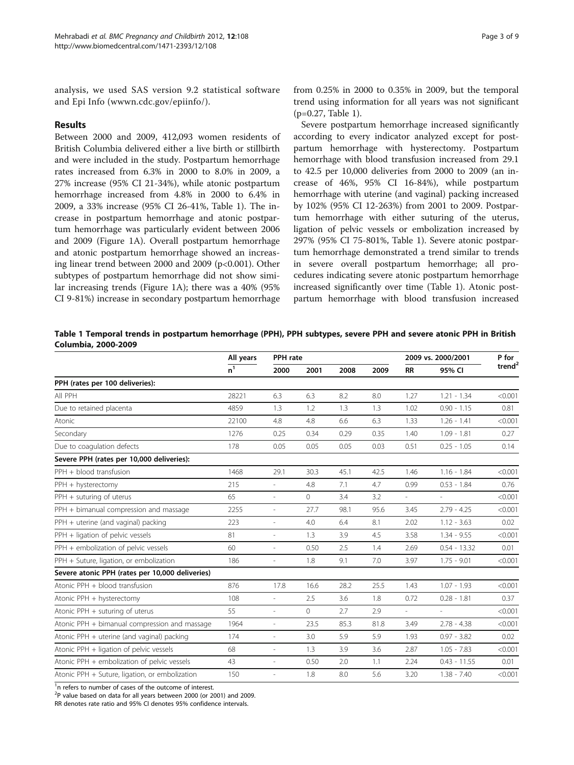analysis, we used SAS version 9.2 statistical software and Epi Info (wwwn.cdc.gov/epiinfo/).

## Results

Between 2000 and 2009, 412,093 women residents of British Columbia delivered either a live birth or stillbirth and were included in the study. Postpartum hemorrhage rates increased from 6.3% in 2000 to 8.0% in 2009, a 27% increase (95% CI 21-34%), while atonic postpartum hemorrhage increased from 4.8% in 2000 to 6.4% in 2009, a 33% increase (95% CI 26-41%, Table 1). The increase in postpartum hemorrhage and atonic postpartum hemorrhage was particularly evident between 2006 and 2009 (Figure 1A). Overall postpartum hemorrhage and atonic postpartum hemorrhage showed an increasing linear trend between 2000 and 2009 (p<0.001). Other subtypes of postpartum hemorrhage did not show similar increasing trends (Figure 1A); there was a 40% (95% CI 9-81%) increase in secondary postpartum hemorrhage from 0.25% in 2000 to 0.35% in 2009, but the temporal trend using information for all years was not significant (p=0.27, Table 1).

Severe postpartum hemorrhage increased significantly according to every indicator analyzed except for postpartum hemorrhage with hysterectomy. Postpartum hemorrhage with blood transfusion increased from 29.1 to 42.5 per 10,000 deliveries from 2000 to 2009 (an increase of 46%, 95% CI 16-84%), while postpartum hemorrhage with uterine (and vaginal) packing increased by 102% (95% CI 12-263%) from 2001 to 2009. Postpartum hemorrhage with either suturing of the uterus, ligation of pelvic vessels or embolization increased by 297% (95% CI 75-801%, Table 1). Severe atonic postpartum hemorrhage demonstrated a trend similar to trends in severe overall postpartum hemorrhage; all procedures indicating severe atonic postpartum hemorrhage increased significantly over time (Table 1). Atonic postpartum hemorrhage with blood transfusion increased

**Table 1 Temporal trends in postpartum hemorrhage (PPH), PPH subtypes, severe PPH and severe atonic PPH in British Columbia, 2000-2009**

| | All years | PPH rate | | | | 2009 vs. 2000/2001 | | P for trend[2] |
|---|---|---|---|---|---|---|---|---|
| | n[1] | 2000 | 2001 | 2008 | 2009 | RR | 95% CI | |
| **PPH (rates per 100 deliveries):** | | | | | | | | |
| All PPH | 28221 | 6.3 | 6.3 | 8.2 | 8.0 | 1.27 | 1.21 - 1.34 | <0.001 |
| Due to retained placenta | 4859 | 1.3 | 1.2 | 1.3 | 1.3 | 1.02 | 0.90 - 1.15 | 0.81 |
| Atonic | 22100 | 4.8 | 4.8 | 6.6 | 6.3 | 1.33 | 1.26 - 1.41 | <0.001 |
| Secondary | 1276 | 0.25 | 0.34 | 0.29 | 0.35 | 1.40 | 1.09 - 1.81 | 0.27 |
| Due to coagulation defects | 178 | 0.05 | 0.05 | 0.05 | 0.03 | 0.51 | 0.25 - 1.05 | 0.14 |
| **Severe PPH (rates per 10,000 deliveries):** | | | | | | | | |
| PPH + blood transfusion | 1468 | 29.1 | 30.3 | 45.1 | 42.5 | 1.46 | 1.16 - 1.84 | <0.001 |
| PPH + hysterectomy | 215 | - | 4.8 | 7.1 | 4.7 | 0.99 | 0.53 - 1.84 | 0.76 |
| PPH + suturing of uterus | 65 | - | 0 | 3.4 | 3.2 | - | - | <0.001 |
| PPH + bimanual compression and massage | 2255 | - | 27.7 | 98.1 | 95.6 | 3.45 | 2.79 - 4.25 | <0.001 |
| PPH + uterine (and vaginal) packing | 223 | - | 4.0 | 6.4 | 8.1 | 2.02 | 1.12 - 3.63 | 0.02 |
| PPH + ligation of pelvic vessels | 81 | - | 1.3 | 3.9 | 4.5 | 3.58 | 1.34 - 9.55 | <0.001 |
| PPH + embolization of pelvic vessels | 60 | - | 0.50 | 2.5 | 1.4 | 2.69 | 0.54 - 13.32 | 0.01 |
| PPH + Suture, ligation, or embolization | 186 | - | 1.8 | 9.1 | 7.0 | 3.97 | 1.75 - 9.01 | <0.001 |
| **Severe atonic PPH (rates per 10,000 deliveries)** | | | | | | | | |
| Atonic PPH + blood transfusion | 876 | 17.8 | 16.6 | 28.2 | 25.5 | 1.43 | 1.07 - 1.93 | <0.001 |
| Atonic PPH + hysterectomy | 108 | - | 2.5 | 3.6 | 1.8 | 0.72 | 0.28 - 1.81 | 0.37 |
| Atonic PPH + suturing of uterus | 55 | - | 0 | 2.7 | 2.9 | - | - | <0.001 |
| Atonic PPH + bimanual compression and massage | 1964 | - | 23.5 | 85.3 | 81.8 | 3.49 | 2.78 - 4.38 | <0.001 |
| Atonic PPH + uterine (and vaginal) packing | 174 | - | 3.0 | 5.9 | 5.9 | 1.93 | 0.97 - 3.82 | 0.02 |
| Atonic PPH + ligation of pelvic vessels | 68 | - | 1.3 | 3.9 | 3.6 | 2.87 | 1.05 - 7.83 | <0.001 |
| Atonic PPH + embolization of pelvic vessels | 43 | - | 0.50 | 2.0 | 1.1 | 2.24 | 0.43 - 11.55 | 0.01 |
| Atonic PPH + Suture, ligation, or embolization | 150 | - | 1.8 | 8.0 | 5.6 | 3.20 | 1.38 - 7.40 | <0.001 |

[1]n refers to number of cases of the outcome of interest.
[2]P value based on data for all years between 2000 (or 2001) and 2009.
RR denotes rate ratio and 95% CI denotes 95% confidence intervals.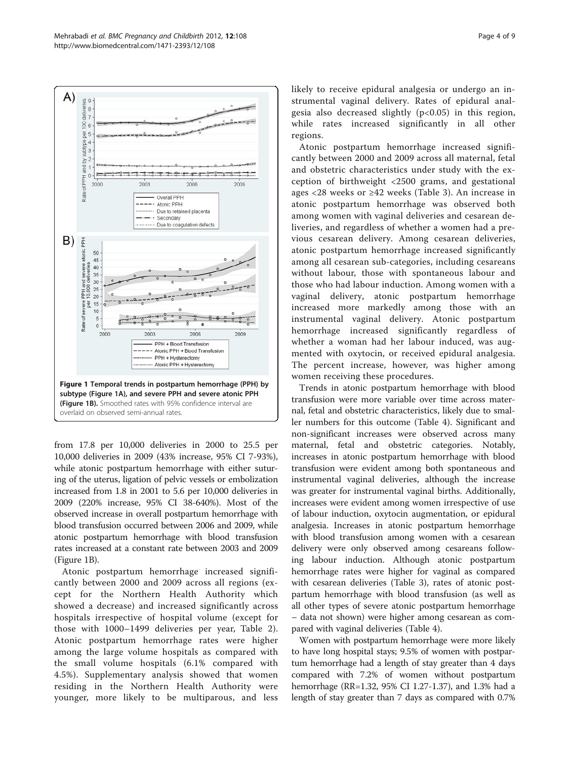Figure 1 Temporal trends in postpartum hemorrhage (PPH) by subtype (Figure 1A), and severe PPH and severe atonic PPH (Figure 1B). Smoothed rates with 95% confidence interval are overlaid on observed semi-annual rates.

from 17.8 per 10,000 deliveries in 2000 to 25.5 per 10,000 deliveries in 2009 (43% increase, 95% CI 7-93%), while atonic postpartum hemorrhage with either suturing of the uterus, ligation of pelvic vessels or embolization increased from 1.8 in 2001 to 5.6 per 10,000 deliveries in 2009 (220% increase, 95% CI 38-640%). Most of the observed increase in overall postpartum hemorrhage with blood transfusion occurred between 2006 and 2009, while atonic postpartum hemorrhage with blood transfusion rates increased at a constant rate between 2003 and 2009 (Figure 1B).

Atonic postpartum hemorrhage increased significantly between 2000 and 2009 across all regions (except for the Northern Health Authority which showed a decrease) and increased significantly across hospitals irrespective of hospital volume (except for those with 1000–1499 deliveries per year, Table 2). Atonic postpartum hemorrhage rates were higher among the large volume hospitals as compared with the small volume hospitals (6.1% compared with 4.5%). Supplementary analysis showed that women residing in the Northern Health Authority were younger, more likely to be multiparous, and less likely to receive epidural analgesia or undergo an instrumental vaginal delivery. Rates of epidural analgesia also decreased slightly ($p<0.05$) in this region, while rates increased significantly in all other regions.

Atonic postpartum hemorrhage increased significantly between 2000 and 2009 across all maternal, fetal and obstetric characteristics under study with the exception of birthweight <2500 grams, and gestational ages <28 weeks or ≥42 weeks (Table 3). An increase in atonic postpartum hemorrhage was observed both among women with vaginal deliveries and cesarean deliveries, and regardless of whether a women had a previous cesarean delivery. Among cesarean deliveries, atonic postpartum hemorrhage increased significantly among all cesarean sub-categories, including cesareans without labour, those with spontaneous labour and those who had labour induction. Among women with a vaginal delivery, atonic postpartum hemorrhage increased more markedly among those with an instrumental vaginal delivery. Atonic postpartum hemorrhage increased significantly regardless of whether a woman had her labour induced, was augmented with oxytocin, or received epidural analgesia. The percent increase, however, was higher among women receiving these procedures.

Trends in atonic postpartum hemorrhage with blood transfusion were more variable over time across maternal, fetal and obstetric characteristics, likely due to smaller numbers for this outcome (Table 4). Significant and non-significant increases were observed across many maternal, fetal and obstetric categories. Notably, increases in atonic postpartum hemorrhage with blood transfusion were evident among both spontaneous and instrumental vaginal deliveries, although the increase was greater for instrumental vaginal births. Additionally, increases were evident among women irrespective of use of labour induction, oxytocin augmentation, or epidural analgesia. Increases in atonic postpartum hemorrhage with blood transfusion among women with a cesarean delivery were only observed among cesareans following labour induction. Although atonic postpartum hemorrhage rates were higher for vaginal as compared with cesarean deliveries (Table 3), rates of atonic postpartum hemorrhage with blood transfusion (as well as all other types of severe atonic postpartum hemorrhage – data not shown) were higher among cesarean as compared with vaginal deliveries (Table 4).

Women with postpartum hemorrhage were more likely to have long hospital stays; 9.5% of women with postpartum hemorrhage had a length of stay greater than 4 days compared with 7.2% of women without postpartum hemorrhage (RR=1.32, 95% CI 1.27-1.37), and 1.3% had a length of stay greater than 7 days as compared with 0.7%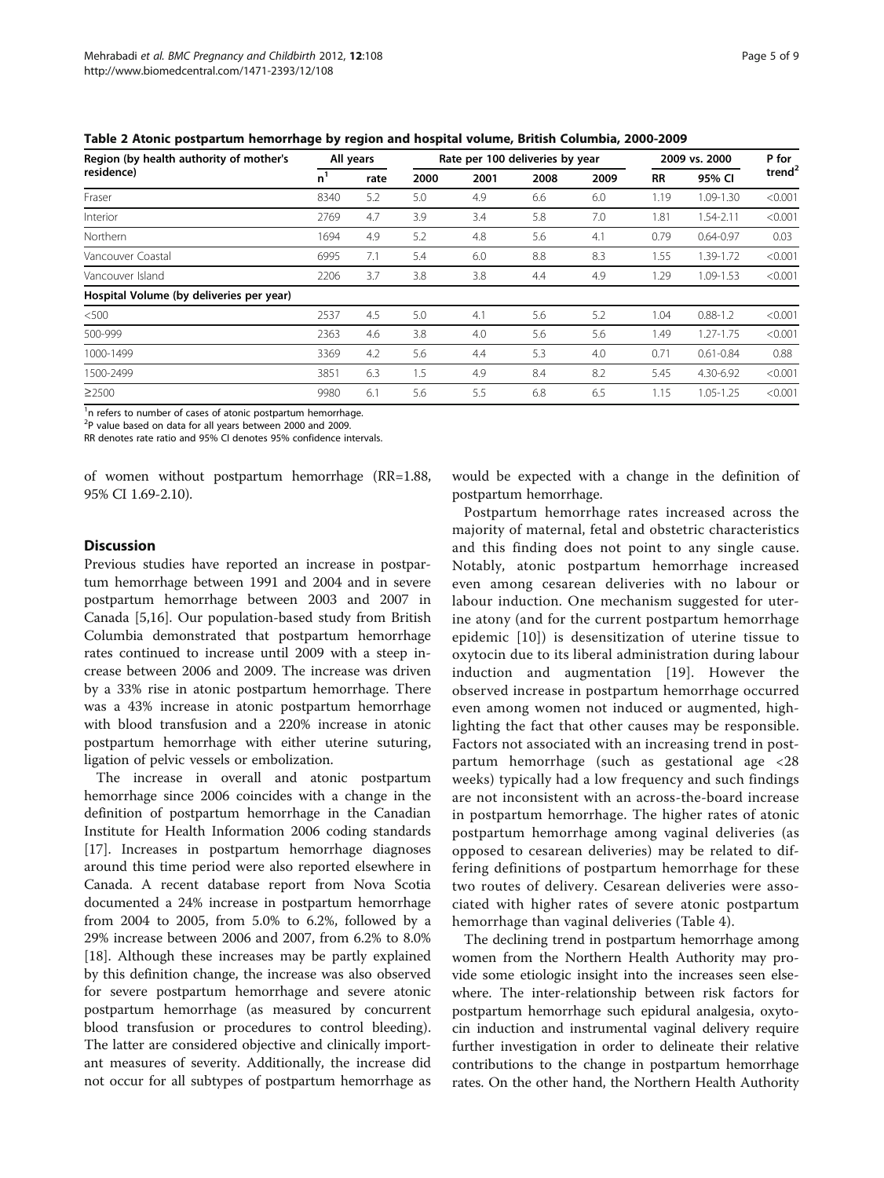**Table 2 Atonic postpartum hemorrhage by region and hospital volume, British Columbia, 2000-2009**

| Region (by health authority of mother's residence) | All years | | Rate per 100 deliveries by year | | | | 2009 vs. 2000 | | P for trend[2] |
|---|---|---|---|---|---|---|---|---|---|
| | n[1] | rate | 2000 | 2001 | 2008 | 2009 | RR | 95% CI | |
| Fraser | 8340 | 5.2 | 5.0 | 4.9 | 6.6 | 6.0 | 1.19 | 1.09-1.30 | <0.001 |
| Interior | 2769 | 4.7 | 3.9 | 3.4 | 5.8 | 7.0 | 1.81 | 1.54-2.11 | <0.001 |
| Northern | 1694 | 4.9 | 5.2 | 4.8 | 5.6 | 4.1 | 0.79 | 0.64-0.97 | 0.03 |
| Vancouver Coastal | 6995 | 7.1 | 5.4 | 6.0 | 8.8 | 8.3 | 1.55 | 1.39-1.72 | <0.001 |
| Vancouver Island | 2206 | 3.7 | 3.8 | 3.8 | 4.4 | 4.9 | 1.29 | 1.09-1.53 | <0.001 |
| **Hospital Volume (by deliveries per year)** | | | | | | | | | |
| <500 | 2537 | 4.5 | 5.0 | 4.1 | 5.6 | 5.2 | 1.04 | 0.88-1.2 | <0.001 |
| 500-999 | 2363 | 4.6 | 3.8 | 4.0 | 5.6 | 5.6 | 1.49 | 1.27-1.75 | <0.001 |
| 1000-1499 | 3369 | 4.2 | 5.6 | 4.4 | 5.3 | 4.0 | 0.71 | 0.61-0.84 | 0.88 |
| 1500-2499 | 3851 | 6.3 | 1.5 | 4.9 | 8.4 | 8.2 | 5.45 | 4.30-6.92 | <0.001 |
| ≥2500 | 9980 | 6.1 | 5.6 | 5.5 | 6.8 | 6.5 | 1.15 | 1.05-1.25 | <0.001 |

[1]n refers to number of cases of atonic postpartum hemorrhage.
[2]P value based on data for all years between 2000 and 2009.
RR denotes rate ratio and 95% CI denotes 95% confidence intervals.

of women without postpartum hemorrhage (RR=1.88, 95% CI 1.69-2.10).

## Discussion

Previous studies have reported an increase in postpartum hemorrhage between 1991 and 2004 and in severe postpartum hemorrhage between 2003 and 2007 in Canada [5,16]. Our population-based study from British Columbia demonstrated that postpartum hemorrhage rates continued to increase until 2009 with a steep increase between 2006 and 2009. The increase was driven by a 33% rise in atonic postpartum hemorrhage. There was a 43% increase in atonic postpartum hemorrhage with blood transfusion and a 220% increase in atonic postpartum hemorrhage with either uterine suturing, ligation of pelvic vessels or embolization.

The increase in overall and atonic postpartum hemorrhage since 2006 coincides with a change in the definition of postpartum hemorrhage in the Canadian Institute for Health Information 2006 coding standards [17]. Increases in postpartum hemorrhage diagnoses around this time period were also reported elsewhere in Canada. A recent database report from Nova Scotia documented a 24% increase in postpartum hemorrhage from 2004 to 2005, from 5.0% to 6.2%, followed by a 29% increase between 2006 and 2007, from 6.2% to 8.0% [18]. Although these increases may be partly explained by this definition change, the increase was also observed for severe postpartum hemorrhage and severe atonic postpartum hemorrhage (as measured by concurrent blood transfusion or procedures to control bleeding). The latter are considered objective and clinically important measures of severity. Additionally, the increase did not occur for all subtypes of postpartum hemorrhage as would be expected with a change in the definition of postpartum hemorrhage.

Postpartum hemorrhage rates increased across the majority of maternal, fetal and obstetric characteristics and this finding does not point to any single cause. Notably, atonic postpartum hemorrhage increased even among cesarean deliveries with no labour or labour induction. One mechanism suggested for uterine atony (and for the current postpartum hemorrhage epidemic [10]) is desensitization of uterine tissue to oxytocin due to its liberal administration during labour induction and augmentation [19]. However the observed increase in postpartum hemorrhage occurred even among women not induced or augmented, highlighting the fact that other causes may be responsible. Factors not associated with an increasing trend in postpartum hemorrhage (such as gestational age <28 weeks) typically had a low frequency and such findings are not inconsistent with an across-the-board increase in postpartum hemorrhage. The higher rates of atonic postpartum hemorrhage among vaginal deliveries (as opposed to cesarean deliveries) may be related to differing definitions of postpartum hemorrhage for these two routes of delivery. Cesarean deliveries were associated with higher rates of severe atonic postpartum hemorrhage than vaginal deliveries (Table 4).

The declining trend in postpartum hemorrhage among women from the Northern Health Authority may provide some etiologic insight into the increases seen elsewhere. The inter-relationship between risk factors for postpartum hemorrhage such epidural analgesia, oxytocin induction and instrumental vaginal delivery require further investigation in order to delineate their relative contributions to the change in postpartum hemorrhage rates. On the other hand, the Northern Health Authority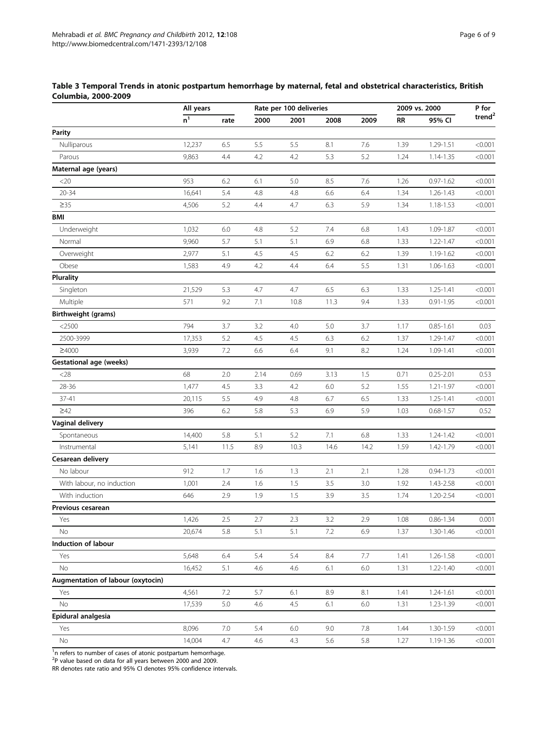**Table 3 Temporal Trends in atonic postpartum hemorrhage by maternal, fetal and obstetrical characteristics, British Columbia, 2000-2009**

| | All years | | Rate per 100 deliveries | | | | 2009 vs. 2000 | | P for trend[2] |
|---|---|---|---|---|---|---|---|---|---|
| | n[1] | rate | 2000 | 2001 | 2008 | 2009 | RR | 95% CI | |
| **Parity** | | | | | | | | | |
| Nulliparous | 12,237 | 6.5 | 5.5 | 5.5 | 8.1 | 7.6 | 1.39 | 1.29-1.51 | <0.001 |
| Parous | 9,863 | 4.4 | 4.2 | 4.2 | 5.3 | 5.2 | 1.24 | 1.14-1.35 | <0.001 |
| **Maternal age (years)** | | | | | | | | | |
| <20 | 953 | 6.2 | 6.1 | 5.0 | 8.5 | 7.6 | 1.26 | 0.97-1.62 | <0.001 |
| 20-34 | 16,641 | 5.4 | 4.8 | 4.8 | 6.6 | 6.4 | 1.34 | 1.26-1.43 | <0.001 |
| ≥35 | 4,506 | 5.2 | 4.4 | 4.7 | 6.3 | 5.9 | 1.34 | 1.18-1.53 | <0.001 |
| **BMI** | | | | | | | | | |
| Underweight | 1,032 | 6.0 | 4.8 | 5.2 | 7.4 | 6.8 | 1.43 | 1.09-1.87 | <0.001 |
| Normal | 9,960 | 5.7 | 5.1 | 5.1 | 6.9 | 6.8 | 1.33 | 1.22-1.47 | <0.001 |
| Overweight | 2,977 | 5.1 | 4.5 | 4.5 | 6.2 | 6.2 | 1.39 | 1.19-1.62 | <0.001 |
| Obese | 1,583 | 4.9 | 4.2 | 4.4 | 6.4 | 5.5 | 1.31 | 1.06-1.63 | <0.001 |
| **Plurality** | | | | | | | | | |
| Singleton | 21,529 | 5.3 | 4.7 | 4.7 | 6.5 | 6.3 | 1.33 | 1.25-1.41 | <0.001 |
| Multiple | 571 | 9.2 | 7.1 | 10.8 | 11.3 | 9.4 | 1.33 | 0.91-1.95 | <0.001 |
| **Birthweight (grams)** | | | | | | | | | |
| <2500 | 794 | 3.7 | 3.2 | 4.0 | 5.0 | 3.7 | 1.17 | 0.85-1.61 | 0.03 |
| 2500-3999 | 17,353 | 5.2 | 4.5 | 4.5 | 6.3 | 6.2 | 1.37 | 1.29-1.47 | <0.001 |
| ≥4000 | 3,939 | 7.2 | 6.6 | 6.4 | 9.1 | 8.2 | 1.24 | 1.09-1.41 | <0.001 |
| **Gestational age (weeks)** | | | | | | | | | |
| <28 | 68 | 2.0 | 2.14 | 0.69 | 3.13 | 1.5 | 0.71 | 0.25-2.01 | 0.53 |
| 28-36 | 1,477 | 4.5 | 3.3 | 4.2 | 6.0 | 5.2 | 1.55 | 1.21-1.97 | <0.001 |
| 37-41 | 20,115 | 5.5 | 4.9 | 4.8 | 6.7 | 6.5 | 1.33 | 1.25-1.41 | <0.001 |
| ≥42 | 396 | 6.2 | 5.8 | 5.3 | 6.9 | 5.9 | 1.03 | 0.68-1.57 | 0.52 |
| **Vaginal delivery** | | | | | | | | | |
| Spontaneous | 14,400 | 5.8 | 5.1 | 5.2 | 7.1 | 6.8 | 1.33 | 1.24-1.42 | <0.001 |
| Instrumental | 5,141 | 11.5 | 8.9 | 10.3 | 14.6 | 14.2 | 1.59 | 1.42-1.79 | <0.001 |
| **Cesarean delivery** | | | | | | | | | |
| No labour | 912 | 1.7 | 1.6 | 1.3 | 2.1 | 2.1 | 1.28 | 0.94-1.73 | <0.001 |
| With labour, no induction | 1,001 | 2.4 | 1.6 | 1.5 | 3.5 | 3.0 | 1.92 | 1.43-2.58 | <0.001 |
| With induction | 646 | 2.9 | 1.9 | 1.5 | 3.9 | 3.5 | 1.74 | 1.20-2.54 | <0.001 |
| **Previous cesarean** | | | | | | | | | |
| Yes | 1,426 | 2.5 | 2.7 | 2.3 | 3.2 | 2.9 | 1.08 | 0.86-1.34 | 0.001 |
| No | 20,674 | 5.8 | 5.1 | 5.1 | 7.2 | 6.9 | 1.37 | 1.30-1.46 | <0.001 |
| **Induction of labour** | | | | | | | | | |
| Yes | 5,648 | 6.4 | 5.4 | 5.4 | 8.4 | 7.7 | 1.41 | 1.26-1.58 | <0.001 |
| No | 16,452 | 5.1 | 4.6 | 4.6 | 6.1 | 6.0 | 1.31 | 1.22-1.40 | <0.001 |
| **Augmentation of labour (oxytocin)** | | | | | | | | | |
| Yes | 4,561 | 7.2 | 5.7 | 6.1 | 8.9 | 8.1 | 1.41 | 1.24-1.61 | <0.001 |
| No | 17,539 | 5.0 | 4.6 | 4.5 | 6.1 | 6.0 | 1.31 | 1.23-1.39 | <0.001 |
| **Epidural analgesia** | | | | | | | | | |
| Yes | 8,096 | 7.0 | 5.4 | 6.0 | 9.0 | 7.8 | 1.44 | 1.30-1.59 | <0.001 |
| No | 14,004 | 4.7 | 4.6 | 4.3 | 5.6 | 5.8 | 1.27 | 1.19-1.36 | <0.001 |

[1]n refers to number of cases of atonic postpartum hemorrhage.
[2]P value based on data for all years between 2000 and 2009.
RR denotes rate ratio and 95% CI denotes 95% confidence intervals.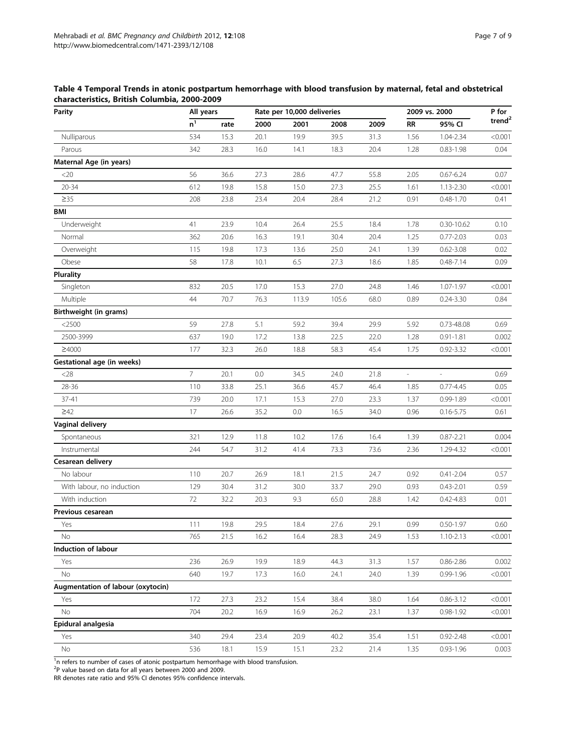**Table 4 Temporal Trends in atonic postpartum hemorrhage with blood transfusion by maternal, fetal and obstetrical characteristics, British Columbia, 2000-2009**

| Parity | All years | | Rate per 10,000 deliveries | | | | 2009 vs. 2000 | | P for trend[2] |
|---|---|---|---|---|---|---|---|---|---|
| | n[1] | rate | 2000 | 2001 | 2008 | 2009 | RR | 95% CI | |
| Nulliparous | 534 | 15.3 | 20.1 | 19.9 | 39.5 | 31.3 | 1.56 | 1.04-2.34 | <0.001 |
| Parous | 342 | 28.3 | 16.0 | 14.1 | 18.3 | 20.4 | 1.28 | 0.83-1.98 | 0.04 |
| **Maternal Age (in years)** | | | | | | | | | |
| <20 | 56 | 36.6 | 27.3 | 28.6 | 47.7 | 55.8 | 2.05 | 0.67-6.24 | 0.07 |
| 20-34 | 612 | 19.8 | 15.8 | 15.0 | 27.3 | 25.5 | 1.61 | 1.13-2.30 | <0.001 |
| ≥35 | 208 | 23.8 | 23.4 | 20.4 | 28.4 | 21.2 | 0.91 | 0.48-1.70 | 0.41 |
| **BMI** | | | | | | | | | |
| Underweight | 41 | 23.9 | 10.4 | 26.4 | 25.5 | 18.4 | 1.78 | 0.30-10.62 | 0.10 |
| Normal | 362 | 20.6 | 16.3 | 19.1 | 30.4 | 20.4 | 1.25 | 0.77-2.03 | 0.03 |
| Overweight | 115 | 19.8 | 17.3 | 13.6 | 25.0 | 24.1 | 1.39 | 0.62-3.08 | 0.02 |
| Obese | 58 | 17.8 | 10.1 | 6.5 | 27.3 | 18.6 | 1.85 | 0.48-7.14 | 0.09 |
| **Plurality** | | | | | | | | | |
| Singleton | 832 | 20.5 | 17.0 | 15.3 | 27.0 | 24.8 | 1.46 | 1.07-1.97 | <0.001 |
| Multiple | 44 | 70.7 | 76.3 | 113.9 | 105.6 | 68.0 | 0.89 | 0.24-3.30 | 0.84 |
| **Birthweight (in grams)** | | | | | | | | | |
| <2500 | 59 | 27.8 | 5.1 | 59.2 | 39.4 | 29.9 | 5.92 | 0.73-48.08 | 0.69 |
| 2500-3999 | 637 | 19.0 | 17.2 | 13.8 | 22.5 | 22.0 | 1.28 | 0.91-1.81 | 0.002 |
| ≥4000 | 177 | 32.3 | 26.0 | 18.8 | 58.3 | 45.4 | 1.75 | 0.92-3.32 | <0.001 |
| **Gestational age (in weeks)** | | | | | | | | | |
| <28 | 7 | 20.1 | 0.0 | 34.5 | 24.0 | 21.8 | - | - | 0.69 |
| 28-36 | 110 | 33.8 | 25.1 | 36.6 | 45.7 | 46.4 | 1.85 | 0.77-4.45 | 0.05 |
| 37-41 | 739 | 20.0 | 17.1 | 15.3 | 27.0 | 23.3 | 1.37 | 0.99-1.89 | <0.001 |
| ≥42 | 17 | 26.6 | 35.2 | 0.0 | 16.5 | 34.0 | 0.96 | 0.16-5.75 | 0.61 |
| **Vaginal delivery** | | | | | | | | | |
| Spontaneous | 321 | 12.9 | 11.8 | 10.2 | 17.6 | 16.4 | 1.39 | 0.87-2.21 | 0.004 |
| Instrumental | 244 | 54.7 | 31.2 | 41.4 | 73.3 | 73.6 | 2.36 | 1.29-4.32 | <0.001 |
| **Cesarean delivery** | | | | | | | | | |
| No labour | 110 | 20.7 | 26.9 | 18.1 | 21.5 | 24.7 | 0.92 | 0.41-2.04 | 0.57 |
| With labour, no induction | 129 | 30.4 | 31.2 | 30.0 | 33.7 | 29.0 | 0.93 | 0.43-2.01 | 0.59 |
| With induction | 72 | 32.2 | 20.3 | 9.3 | 65.0 | 28.8 | 1.42 | 0.42-4.83 | 0.01 |
| **Previous cesarean** | | | | | | | | | |
| Yes | 111 | 19.8 | 29.5 | 18.4 | 27.6 | 29.1 | 0.99 | 0.50-1.97 | 0.60 |
| No | 765 | 21.5 | 16.2 | 16.4 | 28.3 | 24.9 | 1.53 | 1.10-2.13 | <0.001 |
| **Induction of labour** | | | | | | | | | |
| Yes | 236 | 26.9 | 19.9 | 18.9 | 44.3 | 31.3 | 1.57 | 0.86-2.86 | 0.002 |
| No | 640 | 19.7 | 17.3 | 16.0 | 24.1 | 24.0 | 1.39 | 0.99-1.96 | <0.001 |
| **Augmentation of labour (oxytocin)** | | | | | | | | | |
| Yes | 172 | 27.3 | 23.2 | 15.4 | 38.4 | 38.0 | 1.64 | 0.86-3.12 | <0.001 |
| No | 704 | 20.2 | 16.9 | 16.9 | 26.2 | 23.1 | 1.37 | 0.98-1.92 | <0.001 |
| **Epidural analgesia** | | | | | | | | | |
| Yes | 340 | 29.4 | 23.4 | 20.9 | 40.2 | 35.4 | 1.51 | 0.92-2.48 | <0.001 |
| No | 536 | 18.1 | 15.9 | 15.1 | 23.2 | 21.4 | 1.35 | 0.93-1.96 | 0.003 |

[1]n refers to number of cases of atonic postpartum hemorrhage with blood transfusion.
[2]P value based on data for all years between 2000 and 2009.
RR denotes rate ratio and 95% CI denotes 95% confidence intervals.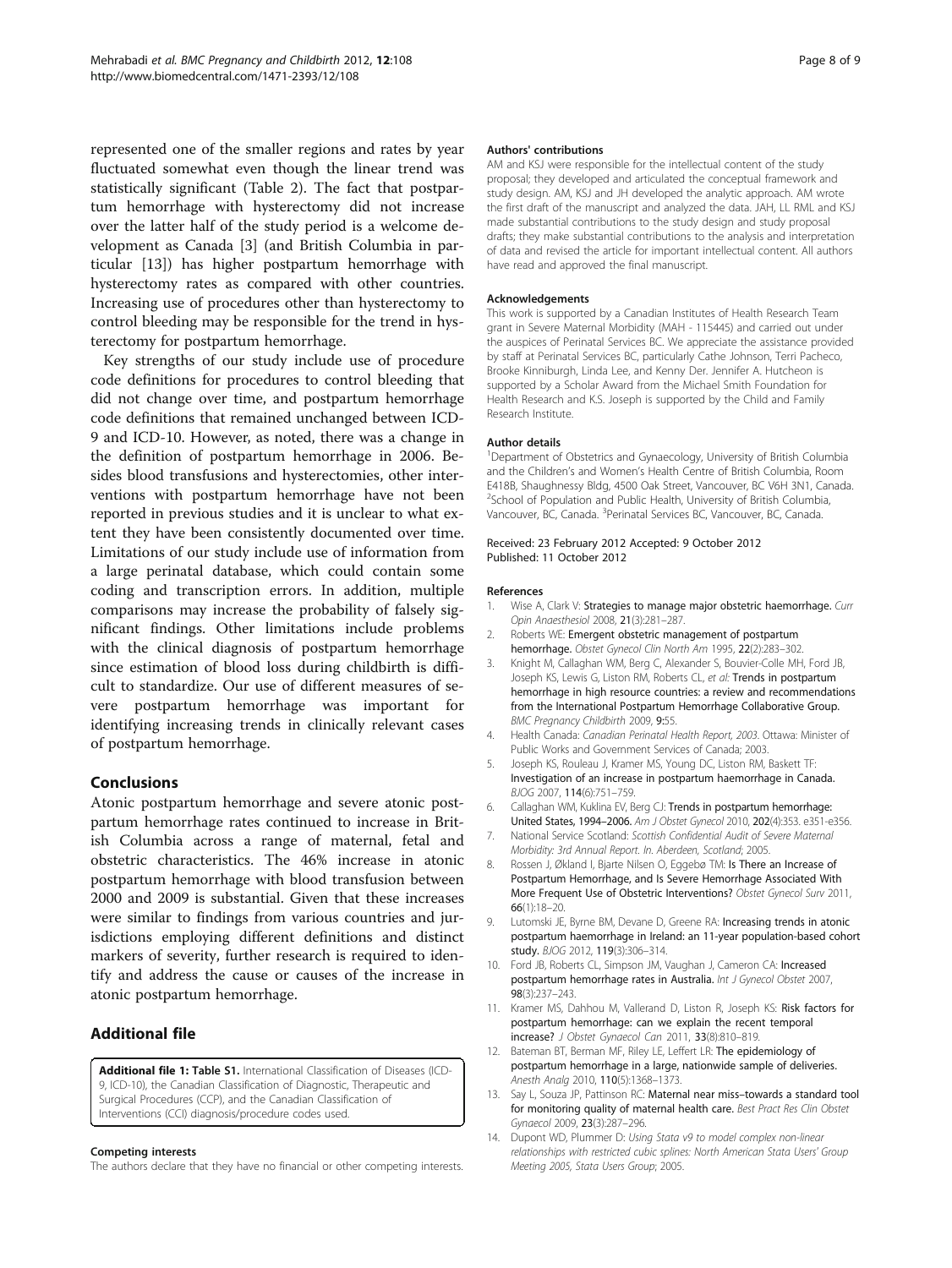represented one of the smaller regions and rates by year fluctuated somewhat even though the linear trend was statistically significant (Table 2). The fact that postpartum hemorrhage with hysterectomy did not increase over the latter half of the study period is a welcome development as Canada [3] (and British Columbia in particular [13]) has higher postpartum hemorrhage with hysterectomy rates as compared with other countries. Increasing use of procedures other than hysterectomy to control bleeding may be responsible for the trend in hysterectomy for postpartum hemorrhage.

Key strengths of our study include use of procedure code definitions for procedures to control bleeding that did not change over time, and postpartum hemorrhage code definitions that remained unchanged between ICD-9 and ICD-10. However, as noted, there was a change in the definition of postpartum hemorrhage in 2006. Besides blood transfusions and hysterectomies, other interventions with postpartum hemorrhage have not been reported in previous studies and it is unclear to what extent they have been consistently documented over time. Limitations of our study include use of information from a large perinatal database, which could contain some coding and transcription errors. In addition, multiple comparisons may increase the probability of falsely significant findings. Other limitations include problems with the clinical diagnosis of postpartum hemorrhage since estimation of blood loss during childbirth is difficult to standardize. Our use of different measures of severe postpartum hemorrhage was important for identifying increasing trends in clinically relevant cases of postpartum hemorrhage.

## Conclusions

Atonic postpartum hemorrhage and severe atonic postpartum hemorrhage rates continued to increase in British Columbia across a range of maternal, fetal and obstetric characteristics. The 46% increase in atonic postpartum hemorrhage with blood transfusion between 2000 and 2009 is substantial. Given that these increases were similar to findings from various countries and jurisdictions employing different definitions and distinct markers of severity, further research is required to identify and address the cause or causes of the increase in atonic postpartum hemorrhage.

## Additional file

**Additional file 1: Table S1.** International Classification of Diseases (ICD-9, ICD-10), the Canadian Classification of Diagnostic, Therapeutic and Surgical Procedures (CCP), and the Canadian Classification of Interventions (CCI) diagnosis/procedure codes used.

#### Competing interests

The authors declare that they have no financial or other competing interests.

#### Authors' contributions

AM and KSJ were responsible for the intellectual content of the study proposal; they developed and articulated the conceptual framework and study design. AM, KSJ and JH developed the analytic approach. AM wrote the first draft of the manuscript and analyzed the data. JAH, LL RML and KSJ made substantial contributions to the study design and study proposal drafts; they make substantial contributions to the analysis and interpretation of data and revised the article for important intellectual content. All authors have read and approved the final manuscript.

#### Acknowledgements

This work is supported by a Canadian Institutes of Health Research Team grant in Severe Maternal Morbidity (MAH - 115445) and carried out under the auspices of Perinatal Services BC. We appreciate the assistance provided by staff at Perinatal Services BC, particularly Cathe Johnson, Terri Pacheco, Brooke Kinniburgh, Linda Lee, and Kenny Der. Jennifer A. Hutcheon is supported by a Scholar Award from the Michael Smith Foundation for Health Research and K.S. Joseph is supported by the Child and Family Research Institute.

#### Author details

[1]Department of Obstetrics and Gynaecology, University of British Columbia and the Children's and Women's Health Centre of British Columbia, Room E418B, Shaughnessy Bldg, 4500 Oak Street, Vancouver, BC V6H 3N1, Canada. [2]School of Population and Public Health, University of British Columbia, Vancouver, BC, Canada. [3]Perinatal Services BC, Vancouver, BC, Canada.

Received: 23 February 2012 Accepted: 9 October 2012
Published: 11 October 2012

#### References

1. Wise A, Clark V: **Strategies to manage major obstetric haemorrhage.** *Curr Opin Anaesthesiol* 2008, **21**(3):281–287.
2. Roberts WE: **Emergent obstetric management of postpartum hemorrhage.** *Obstet Gynecol Clin North Am* 1995, **22**(2):283–302.
3. Knight M, Callaghan WM, Berg C, Alexander S, Bouvier-Colle MH, Ford JB, Joseph KS, Lewis G, Liston RM, Roberts CL, *et al*: **Trends in postpartum hemorrhage in high resource countries: a review and recommendations from the International Postpartum Hemorrhage Collaborative Group.** *BMC Pregnancy Childbirth* 2009, **9**:55.
4. Health Canada: *Canadian Perinatal Health Report, 2003*. Ottawa: Minister of Public Works and Government Services of Canada; 2003.
5. Joseph KS, Rouleau J, Kramer MS, Young DC, Liston RM, Baskett TF: **Investigation of an increase in postpartum haemorrhage in Canada.** *BJOG* 2007, **114**(6):751–759.
6. Callaghan WM, Kuklina EV, Berg CJ: **Trends in postpartum hemorrhage: United States, 1994–2006.** *Am J Obstet Gynecol* 2010, **202**(4):353. e351-e356.
7. National Service Scotland: *Scottish Confidential Audit of Severe Maternal Morbidity: 3rd Annual Report. In. Aberdeen, Scotland*; 2005.
8. Rossen J, Økland I, Bjarte Nilsen O, Eggebø TM: **Is There an Increase of Postpartum Hemorrhage, and Is Severe Hemorrhage Associated With More Frequent Use of Obstetric Interventions?** *Obstet Gynecol Surv* 2011, **66**(1):18–20.
9. Lutomski JE, Byrne BM, Devane D, Greene RA: **Increasing trends in atonic postpartum haemorrhage in Ireland: an 11-year population-based cohort study.** *BJOG* 2012, **119**(3):306–314.
10. Ford JB, Roberts CL, Simpson JM, Vaughan J, Cameron CA: **Increased postpartum hemorrhage rates in Australia.** *Int J Gynecol Obstet* 2007, **98**(3):237–243.
11. Kramer MS, Dahhou M, Vallerand D, Liston R, Joseph KS: **Risk factors for postpartum hemorrhage: can we explain the recent temporal increase?** *J Obstet Gynaecol Can* 2011, **33**(8):810–819.
12. Bateman BT, Berman MF, Riley LE, Leffert LR: **The epidemiology of postpartum hemorrhage in a large, nationwide sample of deliveries.** *Anesth Analg* 2010, **110**(5):1368–1373.
13. Say L, Souza JP, Pattinson RC: **Maternal near miss–towards a standard tool for monitoring quality of maternal health care.** *Best Pract Res Clin Obstet Gynaecol* 2009, **23**(3):287–296.
14. Dupont WD, Plummer D: *Using Stata v9 to model complex non-linear relationships with restricted cubic splines: North American Stata Users' Group Meeting 2005, Stata Users Group*; 2005.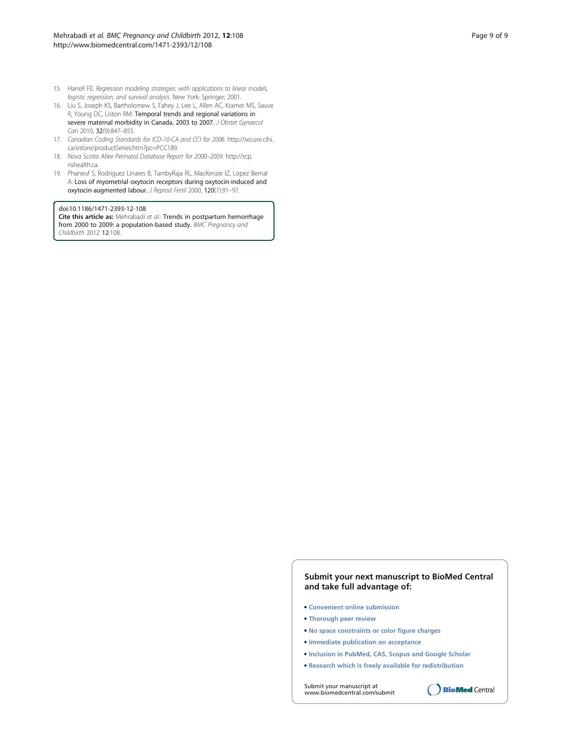15. Harrell FE: *Regression modeling strategies: with applications to linear models, logistic regression, and survival analysis.* New York: Springer; 2001.
16. Liu S, Joseph KS, Bartholomew S, Fahey J, Lee L, Allen AC, Kramer MS, Sauve R, Young DC, Liston RM: **Temporal trends and regional variations in severe maternal morbidity in Canada, 2003 to 2007.** *J Obstet Gynaecol Can* 2010, **32**(9):847–855.
17. *Canadian Coding Standards for ICD-10-CA and CCI for 2006.* http://secure.cihi.ca/estore/productSeries.htm?pc=PCC189.
18. *Nova Scotia Atlee Perinatal Database Report for 2000–2009.* http://rcp.nshealth.ca.
19. Phaneuf S, Rodriguez Linares B, TambyRaja RL, MacKenzie IZ, Lopez Bernal A: **Loss of myometrial oxytocin receptors during oxytocin-induced and oxytocin-augmented labour.** *J Reprod Fertil* 2000, **120**(1):91–97.

doi:10.1186/1471-2393-12-108
**Cite this article as:** Mehrabadi *et al.*: Trends in postpartum hemorrhage from 2000 to 2009: a population-based study. *BMC Pregnancy and Childbirth* 2012 **12**:108.

**Submit your next manuscript to BioMed Central and take full advantage of:**

- **Convenient online submission**
- **Thorough peer review**
- **No space constraints or color figure charges**
- **Immediate publication on acceptance**
- **Inclusion in PubMed, CAS, Scopus and Google Scholar**
- **Research which is freely available for redistribution**

Submit your manuscript at
www.biomedcentral.com/submit